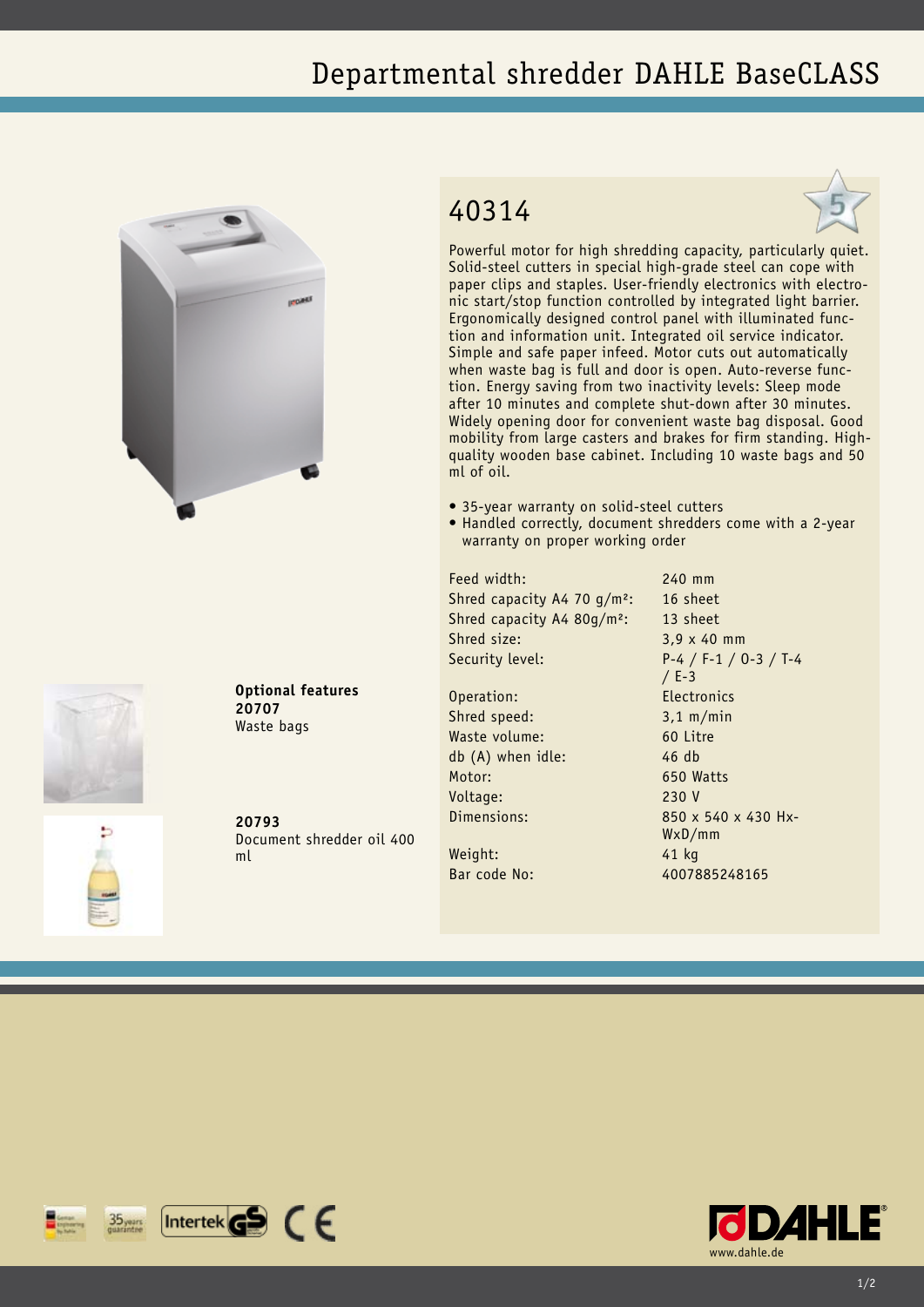# Departmental shredder DAHLE BaseCLASS

## 40314

Powerful motor for high shredding capacity, particularly quiet. Solid-steel cutters in special high-grade steel can cope with paper clips and staples. User-friendly electronics with electronic start/stop function controlled by integrated light barrier. Ergonomically designed control panel with illuminated function and information unit. Integrated oil service indicator. Simple and safe paper infeed. Motor cuts out automatically when waste bag is full and door is open. Auto-reverse function. Energy saving from two inactivity levels: Sleep mode after 10 minutes and complete shut-down after 30 minutes. Widely opening door for convenient waste bag disposal. Good mobility from large casters and brakes for firm standing. High-quality wooden base cabinet. Including 10 waste bags and 50 ml of oil.

- 35-year warranty on solid-steel cutters
- Handled correctly, document shredders come with a 2-year warranty on proper working order

| | |
|---|---|
| Feed width: | 240 mm |
| Shred capacity A4 70 g/m²: | 16 sheet |
| Shred capacity A4 80g/m²: | 13 sheet |
| Shred size: | 3,9 x 40 mm |
| Security level: | P-4 / F-1 / O-3 / T-4 / E-3 |
| Operation: | Electronics |
| Shred speed: | 3,1 m/min |
| Waste volume: | 60 Litre |
| db (A) when idle: | 46 db |
| Motor: | 650 Watts |
| Voltage: | 230 V |
| Dimensions: | 850 x 540 x 430 HxWxD/mm |
| Weight: | 41 kg |
| Bar code No: | 4007885248165 |

**Optional features**

**20707**
Waste bags

**20793**
Document shredder oil 400 ml

www.dahle.de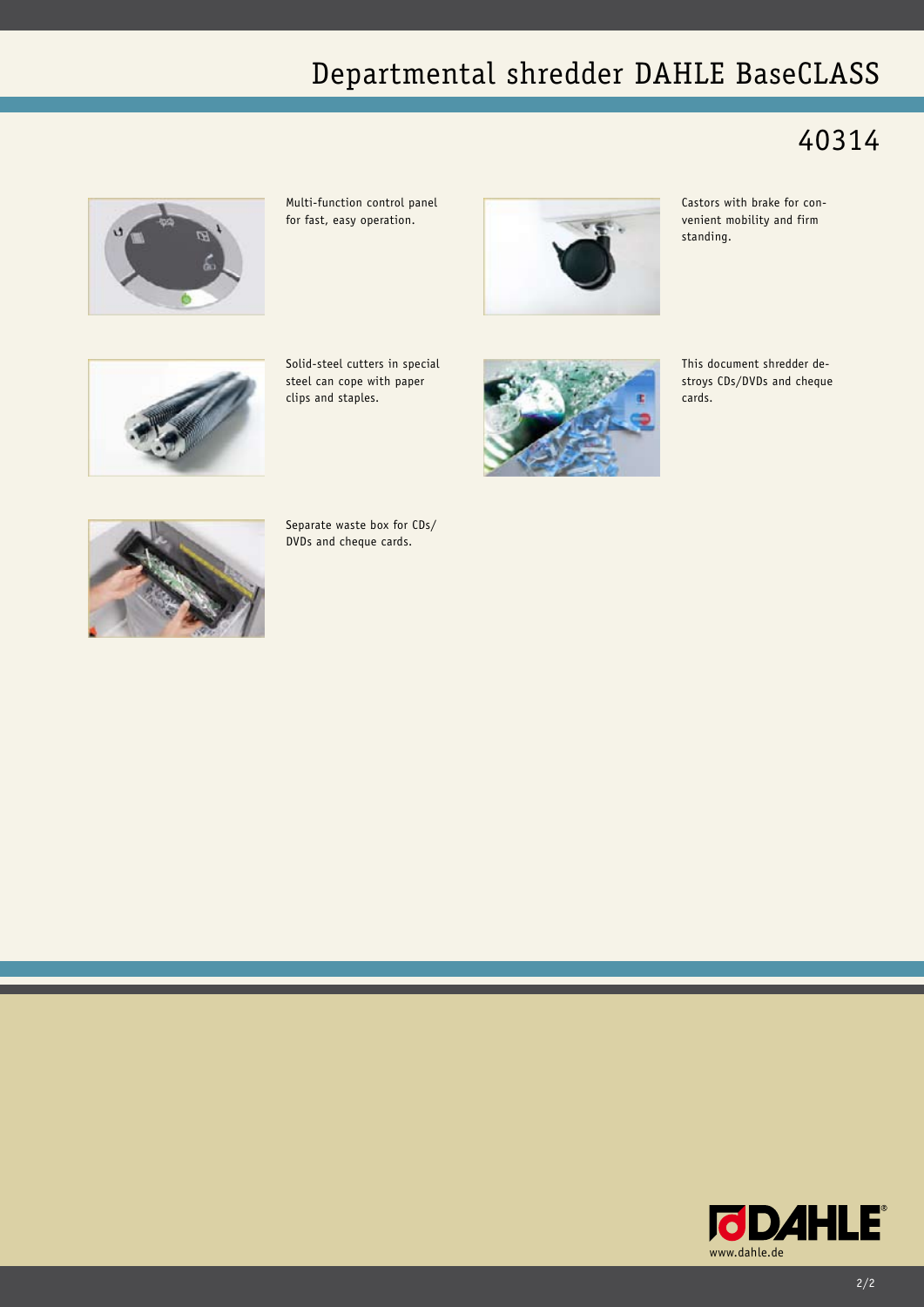# Departmental shredder DAHLE BaseCLASS

## 40314

Multi-function control panel for fast, easy operation.

Castors with brake for convenient mobility and firm standing.

Solid-steel cutters in special steel can cope with paper clips and staples.

This document shredder destroys CDs/DVDs and cheque cards.

Separate waste box for CDs/DVDs and cheque cards.

DAHLE
www.dahle.de